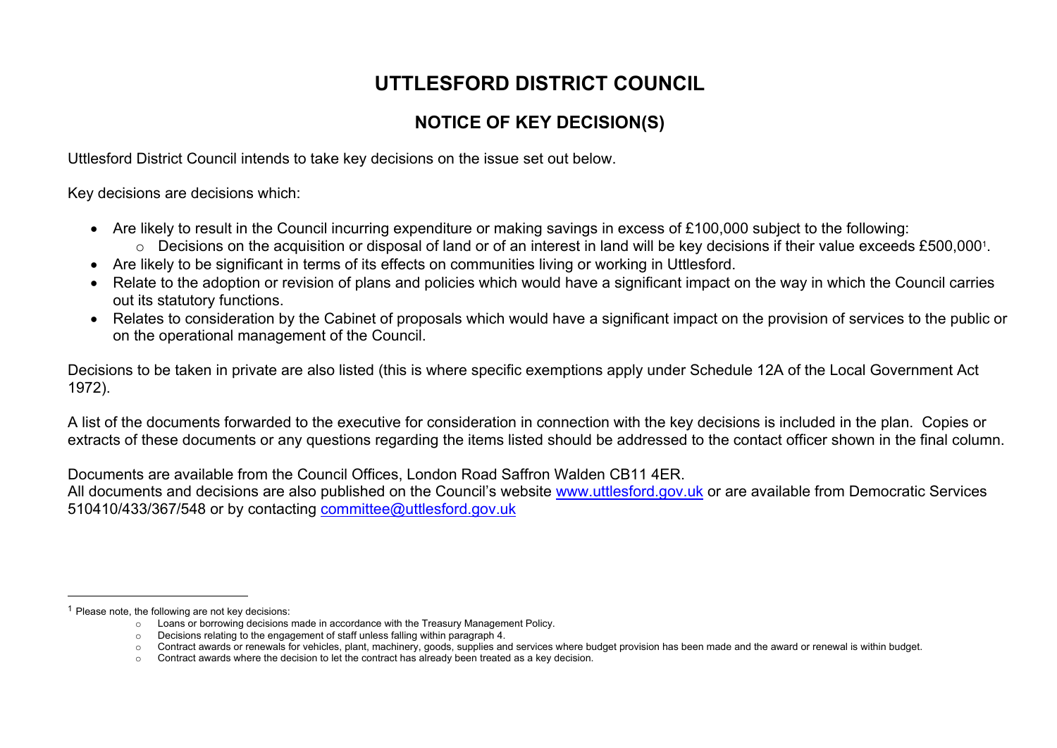# UTTLESFORD DISTRICT COUNCIL

## NOTICE OF KEY DECISION(S)

Uttlesford District Council intends to take key decisions on the issue set out below.

Key decisions are decisions which:

- Are likely to result in the Council incurring expenditure or making savings in excess of £100,000 subject to the following:
  - Decisions on the acquisition or disposal of land or of an interest in land will be key decisions if their value exceeds £500,000[1].
- Are likely to be significant in terms of its effects on communities living or working in Uttlesford.
- Relate to the adoption or revision of plans and policies which would have a significant impact on the way in which the Council carries out its statutory functions.
- Relates to consideration by the Cabinet of proposals which would have a significant impact on the provision of services to the public or on the operational management of the Council.

Decisions to be taken in private are also listed (this is where specific exemptions apply under Schedule 12A of the Local Government Act 1972).

A list of the documents forwarded to the executive for consideration in connection with the key decisions is included in the plan. Copies or extracts of these documents or any questions regarding the items listed should be addressed to the contact officer shown in the final column.

Documents are available from the Council Offices, London Road Saffron Walden CB11 4ER.
All documents and decisions are also published on the Council's website www.uttlesford.gov.uk or are available from Democratic Services 510410/433/367/548 or by contacting committee@uttlesford.gov.uk

---

[1] Please note, the following are not key decisions:

- Loans or borrowing decisions made in accordance with the Treasury Management Policy.
- Decisions relating to the engagement of staff unless falling within paragraph 4.
- Contract awards or renewals for vehicles, plant, machinery, goods, supplies and services where budget provision has been made and the award or renewal is within budget.
- Contract awards where the decision to let the contract has already been treated as a key decision.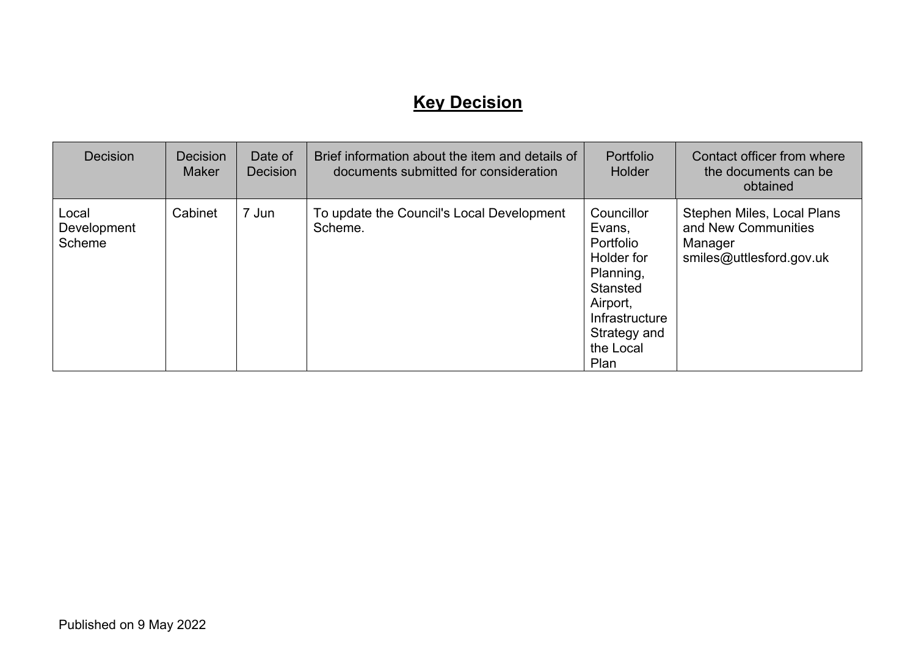# **Key Decision**

| Decision | Decision Maker | Date of Decision | Brief information about the item and details of documents submitted for consideration | Portfolio Holder | Contact officer from where the documents can be obtained |
| --- | --- | --- | --- | --- | --- |
| Local Development Scheme | Cabinet | 7 Jun | To update the Council's Local Development Scheme. | Councillor Evans, Portfolio Holder for Planning, Stansted Airport, Infrastructure Strategy and the Local Plan | Stephen Miles, Local Plans and New Communities Manager smiles@uttlesford.gov.uk |

Published on 9 May 2022